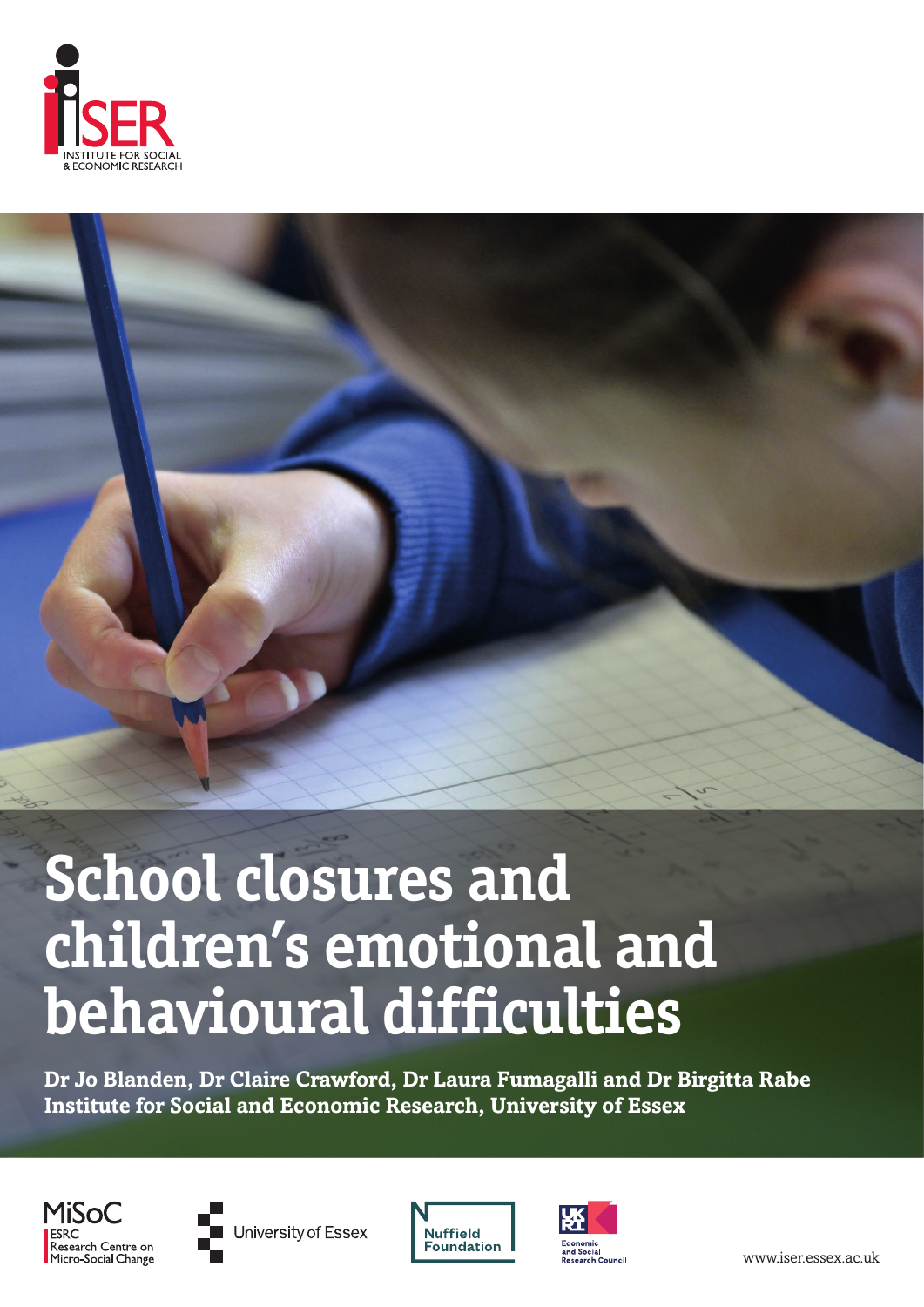INSTITUTE FOR SOCIAL & ECONOMIC RESEARCH

# School closures and children's emotional and behavioural difficulties

**Dr Jo Blanden, Dr Claire Crawford, Dr Laura Fumagalli and Dr Birgitta Rabe**
**Institute for Social and Economic Research, University of Essex**

MiSoC ESRC Research Centre on Micro-Social Change

University of Essex

Nuffield Foundation

UKRI Economic and Social Research Council

www.iser.essex.ac.uk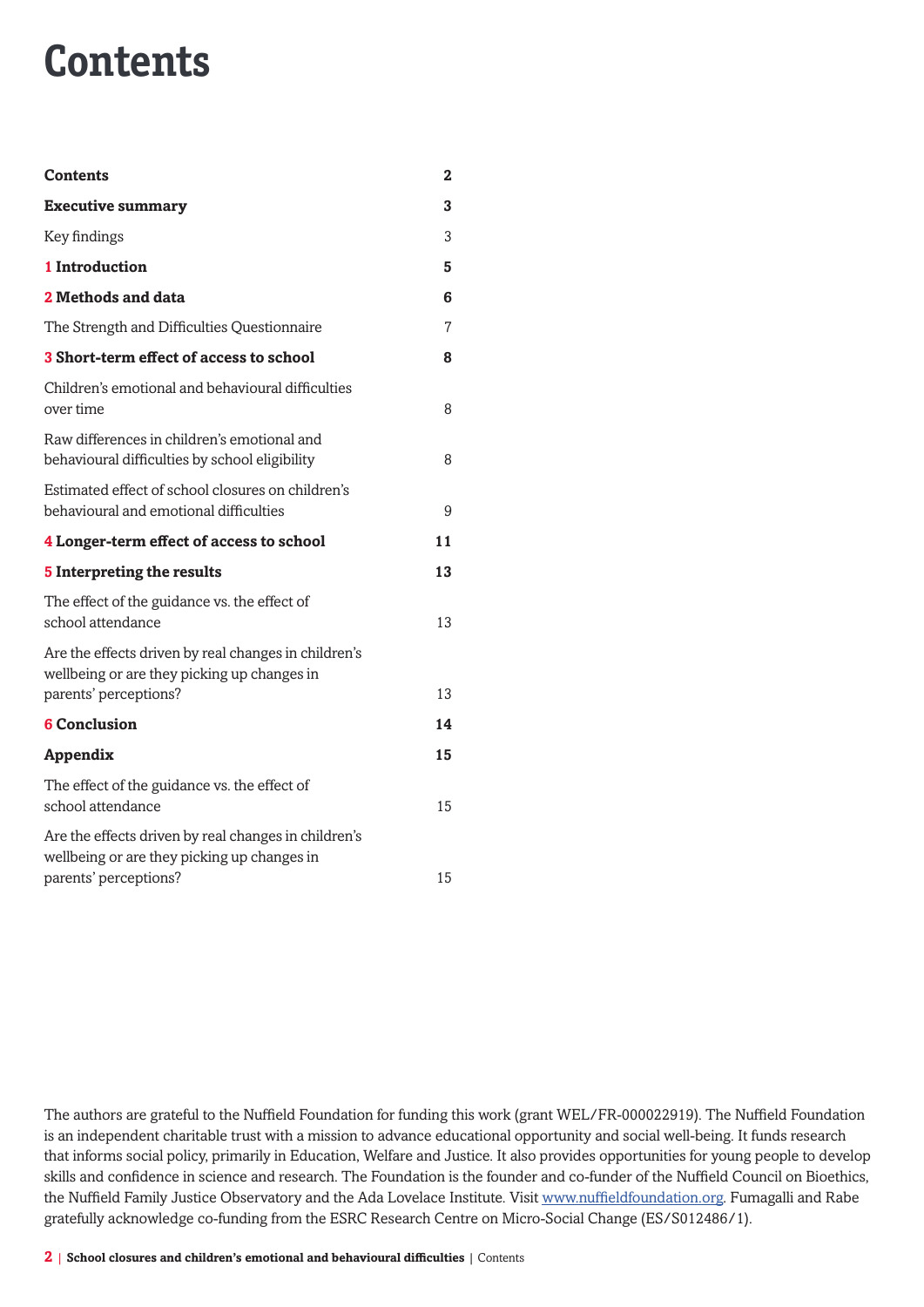# Contents

| | |
|---|---|
| **Contents** | **2** |
| **Executive summary** | **3** |
| Key findings | 3 |
| **1 Introduction** | **5** |
| **2 Methods and data** | **6** |
| The Strength and Difficulties Questionnaire | 7 |
| **3 Short-term effect of access to school** | **8** |
| Children's emotional and behavioural difficulties over time | 8 |
| Raw differences in children's emotional and behavioural difficulties by school eligibility | 8 |
| Estimated effect of school closures on children's behavioural and emotional difficulties | 9 |
| **4 Longer-term effect of access to school** | **11** |
| **5 Interpreting the results** | **13** |
| The effect of the guidance vs. the effect of school attendance | 13 |
| Are the effects driven by real changes in children's wellbeing or are they picking up changes in parents' perceptions? | 13 |
| **6 Conclusion** | **14** |
| **Appendix** | **15** |
| The effect of the guidance vs. the effect of school attendance | 15 |
| Are the effects driven by real changes in children's wellbeing or are they picking up changes in parents' perceptions? | 15 |

The authors are grateful to the Nuffield Foundation for funding this work (grant WEL/FR-000022919). The Nuffield Foundation is an independent charitable trust with a mission to advance educational opportunity and social well-being. It funds research that informs social policy, primarily in Education, Welfare and Justice. It also provides opportunities for young people to develop skills and confidence in science and research. The Foundation is the founder and co-funder of the Nuffield Council on Bioethics, the Nuffield Family Justice Observatory and the Ada Lovelace Institute. Visit www.nuffieldfoundation.org. Fumagalli and Rabe gratefully acknowledge co-funding from the ESRC Research Centre on Micro-Social Change (ES/S012486/1).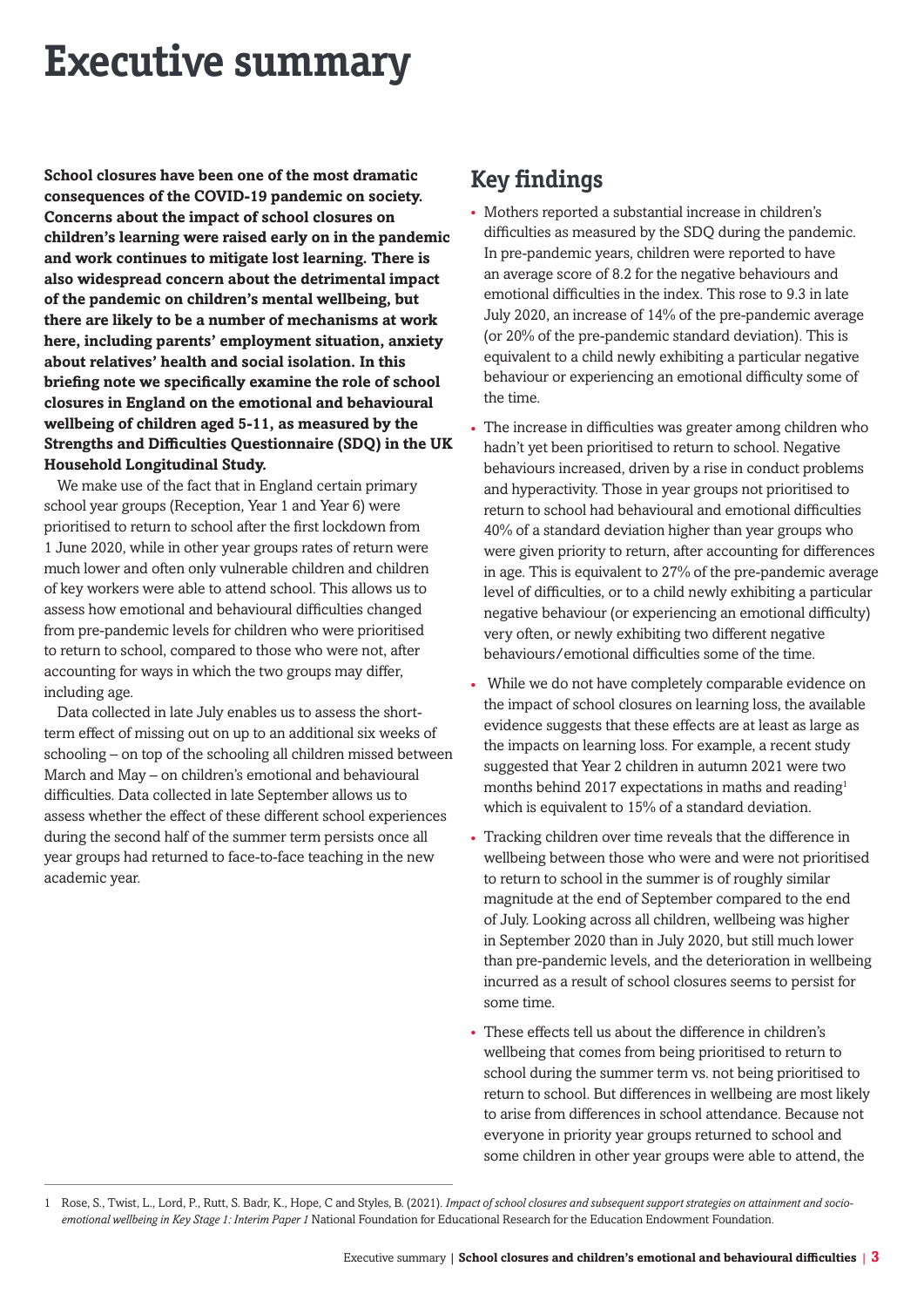# Executive summary

**School closures have been one of the most dramatic consequences of the COVID-19 pandemic on society. Concerns about the impact of school closures on children's learning were raised early on in the pandemic and work continues to mitigate lost learning. There is also widespread concern about the detrimental impact of the pandemic on children's mental wellbeing, but there are likely to be a number of mechanisms at work here, including parents' employment situation, anxiety about relatives' health and social isolation. In this briefing note we specifically examine the role of school closures in England on the emotional and behavioural wellbeing of children aged 5-11, as measured by the Strengths and Difficulties Questionnaire (SDQ) in the UK Household Longitudinal Study.**

We make use of the fact that in England certain primary school year groups (Reception, Year 1 and Year 6) were prioritised to return to school after the first lockdown from 1 June 2020, while in other year groups rates of return were much lower and often only vulnerable children and children of key workers were able to attend school. This allows us to assess how emotional and behavioural difficulties changed from pre-pandemic levels for children who were prioritised to return to school, compared to those who were not, after accounting for ways in which the two groups may differ, including age.

Data collected in late July enables us to assess the short-term effect of missing out on up to an additional six weeks of schooling – on top of the schooling all children missed between March and May – on children's emotional and behavioural difficulties. Data collected in late September allows us to assess whether the effect of these different school experiences during the second half of the summer term persists once all year groups had returned to face-to-face teaching in the new academic year.

## Key findings

- Mothers reported a substantial increase in children's difficulties as measured by the SDQ during the pandemic. In pre-pandemic years, children were reported to have an average score of 8.2 for the negative behaviours and emotional difficulties in the index. This rose to 9.3 in late July 2020, an increase of 14% of the pre-pandemic average (or 20% of the pre-pandemic standard deviation). This is equivalent to a child newly exhibiting a particular negative behaviour or experiencing an emotional difficulty some of the time.
- The increase in difficulties was greater among children who hadn't yet been prioritised to return to school. Negative behaviours increased, driven by a rise in conduct problems and hyperactivity. Those in year groups not prioritised to return to school had behavioural and emotional difficulties 40% of a standard deviation higher than year groups who were given priority to return, after accounting for differences in age. This is equivalent to 27% of the pre-pandemic average level of difficulties, or to a child newly exhibiting a particular negative behaviour (or experiencing an emotional difficulty) very often, or newly exhibiting two different negative behaviours/emotional difficulties some of the time.
- While we do not have completely comparable evidence on the impact of school closures on learning loss, the available evidence suggests that these effects are at least as large as the impacts on learning loss. For example, a recent study suggested that Year 2 children in autumn 2021 were two months behind 2017 expectations in maths and reading[1] which is equivalent to 15% of a standard deviation.
- Tracking children over time reveals that the difference in wellbeing between those who were and were not prioritised to return to school in the summer is of roughly similar magnitude at the end of September compared to the end of July. Looking across all children, wellbeing was higher in September 2020 than in July 2020, but still much lower than pre-pandemic levels, and the deterioration in wellbeing incurred as a result of school closures seems to persist for some time.
- These effects tell us about the difference in children's wellbeing that comes from being prioritised to return to school during the summer term vs. not being prioritised to return to school. But differences in wellbeing are most likely to arise from differences in school attendance. Because not everyone in priority year groups returned to school and some children in other year groups were able to attend, the

1 Rose, S., Twist, L., Lord, P., Rutt, S. Badr, K., Hope, C and Styles, B. (2021). *Impact of school closures and subsequent support strategies on attainment and socio-emotional wellbeing in Key Stage 1: Interim Paper 1* National Foundation for Educational Research for the Education Endowment Foundation.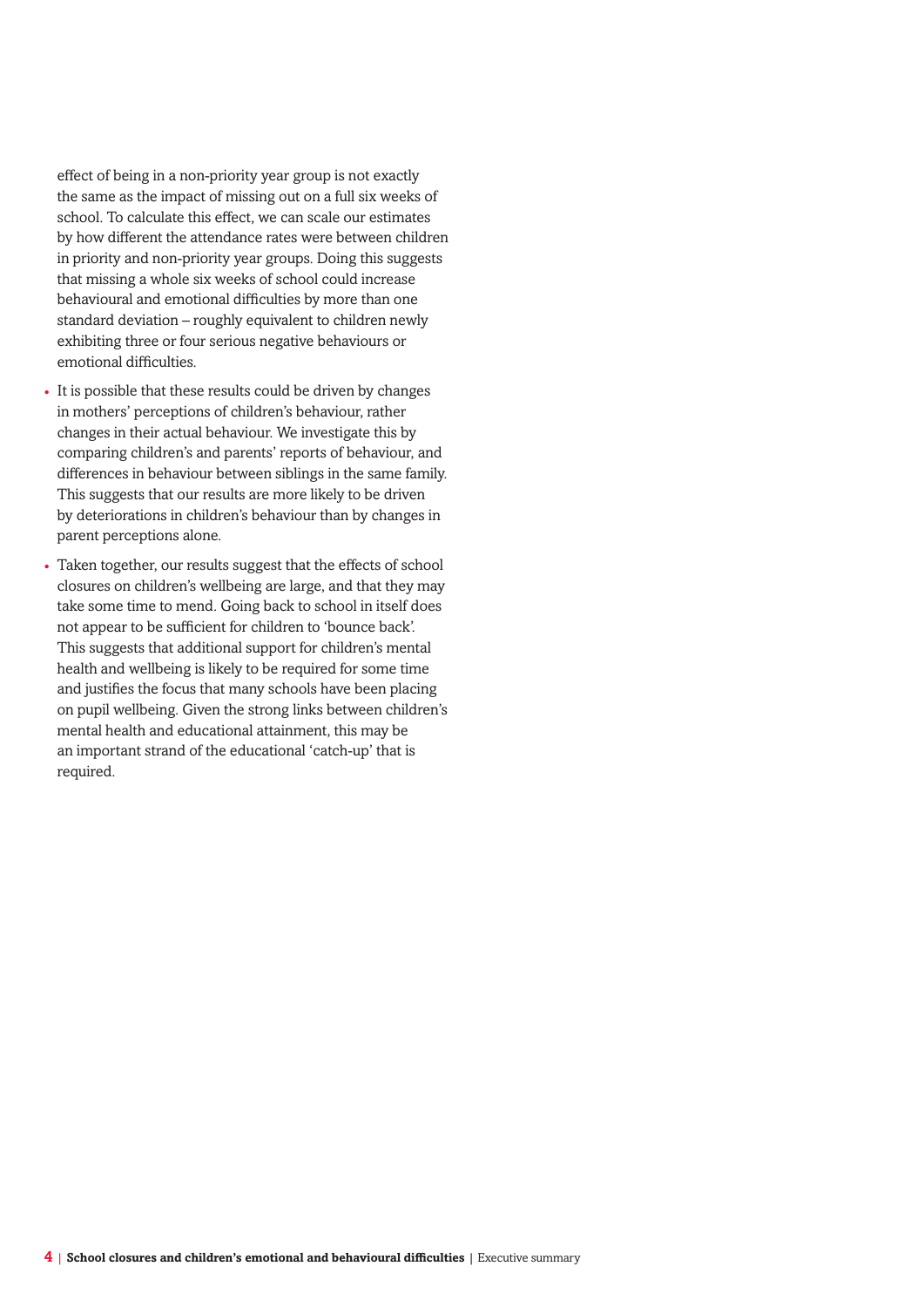effect of being in a non-priority year group is not exactly the same as the impact of missing out on a full six weeks of school. To calculate this effect, we can scale our estimates by how different the attendance rates were between children in priority and non-priority year groups. Doing this suggests that missing a whole six weeks of school could increase behavioural and emotional difficulties by more than one standard deviation – roughly equivalent to children newly exhibiting three or four serious negative behaviours or emotional difficulties.

- It is possible that these results could be driven by changes in mothers' perceptions of children's behaviour, rather changes in their actual behaviour. We investigate this by comparing children's and parents' reports of behaviour, and differences in behaviour between siblings in the same family. This suggests that our results are more likely to be driven by deteriorations in children's behaviour than by changes in parent perceptions alone.
- Taken together, our results suggest that the effects of school closures on children's wellbeing are large, and that they may take some time to mend. Going back to school in itself does not appear to be sufficient for children to 'bounce back'. This suggests that additional support for children's mental health and wellbeing is likely to be required for some time and justifies the focus that many schools have been placing on pupil wellbeing. Given the strong links between children's mental health and educational attainment, this may be an important strand of the educational 'catch-up' that is required.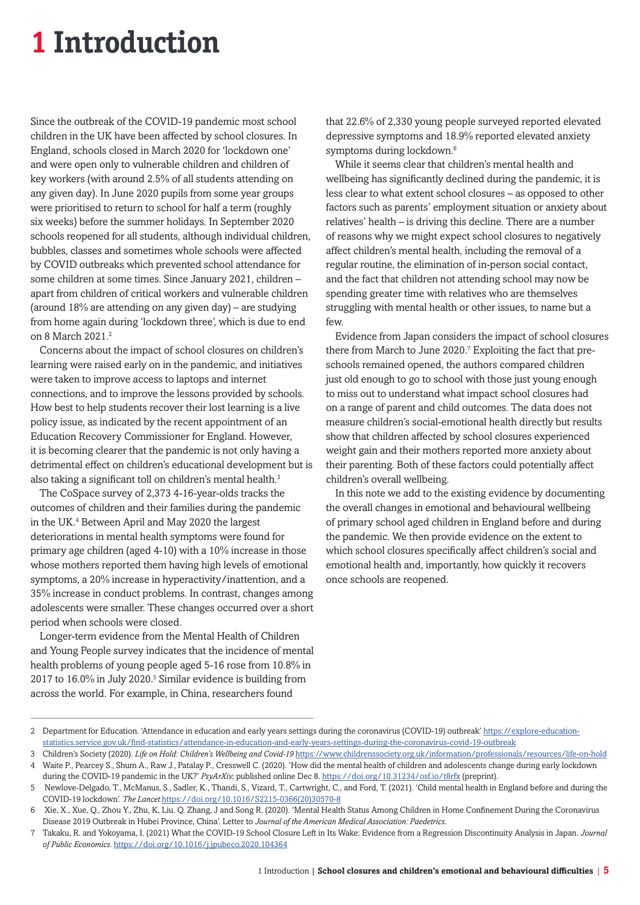# 1 Introduction

Since the outbreak of the COVID-19 pandemic most school children in the UK have been affected by school closures. In England, schools closed in March 2020 for 'lockdown one' and were open only to vulnerable children and children of key workers (with around 2.5% of all students attending on any given day). In June 2020 pupils from some year groups were prioritised to return to school for half a term (roughly six weeks) before the summer holidays. In September 2020 schools reopened for all students, although individual children, bubbles, classes and sometimes whole schools were affected by COVID outbreaks which prevented school attendance for some children at some times. Since January 2021, children – apart from children of critical workers and vulnerable children (around 18% are attending on any given day) – are studying from home again during 'lockdown three', which is due to end on 8 March 2021.[2]

Concerns about the impact of school closures on children's learning were raised early on in the pandemic, and initiatives were taken to improve access to laptops and internet connections, and to improve the lessons provided by schools. How best to help students recover their lost learning is a live policy issue, as indicated by the recent appointment of an Education Recovery Commissioner for England. However, it is becoming clearer that the pandemic is not only having a detrimental effect on children's educational development but is also taking a significant toll on children's mental health.[3]

The CoSpace survey of 2,373 4-16-year-olds tracks the outcomes of children and their families during the pandemic in the UK.[4] Between April and May 2020 the largest deteriorations in mental health symptoms were found for primary age children (aged 4-10) with a 10% increase in those whose mothers reported them having high levels of emotional symptoms, a 20% increase in hyperactivity/inattention, and a 35% increase in conduct problems. In contrast, changes among adolescents were smaller. These changes occurred over a short period when schools were closed.

Longer-term evidence from the Mental Health of Children and Young People survey indicates that the incidence of mental health problems of young people aged 5-16 rose from 10.8% in 2017 to 16.0% in July 2020.[5] Similar evidence is building from across the world. For example, in China, researchers found that 22.6% of 2,330 young people surveyed reported elevated depressive symptoms and 18.9% reported elevated anxiety symptoms during lockdown.[6]

While it seems clear that children's mental health and wellbeing has significantly declined during the pandemic, it is less clear to what extent school closures – as opposed to other factors such as parents' employment situation or anxiety about relatives' health – is driving this decline. There are a number of reasons why we might expect school closures to negatively affect children's mental health, including the removal of a regular routine, the elimination of in-person social contact, and the fact that children not attending school may now be spending greater time with relatives who are themselves struggling with mental health or other issues, to name but a few.

Evidence from Japan considers the impact of school closures there from March to June 2020.[7] Exploiting the fact that pre-schools remained opened, the authors compared children just old enough to go to school with those just young enough to miss out to understand what impact school closures had on a range of parent and child outcomes. The data does not measure children's social-emotional health directly but results show that children affected by school closures experienced weight gain and their mothers reported more anxiety about their parenting. Both of these factors could potentially affect children's overall wellbeing.

In this note we add to the existing evidence by documenting the overall changes in emotional and behavioural wellbeing of primary school aged children in England before and during the pandemic. We then provide evidence on the extent to which school closures specifically affect children's social and emotional health and, importantly, how quickly it recovers once schools are reopened.

---

2 Department for Education. 'Attendance in education and early years settings during the coronavirus (COVID-19) outbreak' https://explore-education-statistics.service.gov.uk/find-statistics/attendance-in-education-and-early-years-settings-during-the-coronavirus-covid-19-outbreak

3 Children's Society (2020). *Life on Hold: Children's Wellbeing and Covid-19* https://www.childrenssociety.org.uk/information/professionals/resources/life-on-hold

4 Waite P., Pearcey S., Shum A., Raw J., Patalay P., Cresswell C. (2020). 'How did the mental health of children and adolescents change during early lockdown during the COVID-19 pandemic in the UK?' *PsyArXiv*; published online Dec 8. https://doi.org/10.31234/osf.io/t8rfx (preprint).

5 Newlove-Delgado, T., McManus, S., Sadler, K., Thandi, S., Vizard, T., Cartwright, C., and Ford, T. (2021). 'Child mental health in England before and during the COVID-19 lockdown'. *The Lancet* https://doi.org/10.1016/S2215-0366(20)30570-8

6 Xie, X., Xue, Q., Zhou Y., Zhu, K, Liu. Q. Zhang, J and Song R. (2020). 'Mental Health Status Among Children in Home Confinement During the Coronavirus Disease 2019 Outbreak in Hubei Province, China'. Letter to *Journal of the American Medical Association: Paedetrics*.

7 Takaku, R. and Yokoyama, I. (2021) What the COVID-19 School Closure Left in Its Wake: Evidence from a Regression Discontinuity Analysis in Japan. *Journal of Public Economics*. https://doi.org/10.1016/j.jpubeco.2020.104364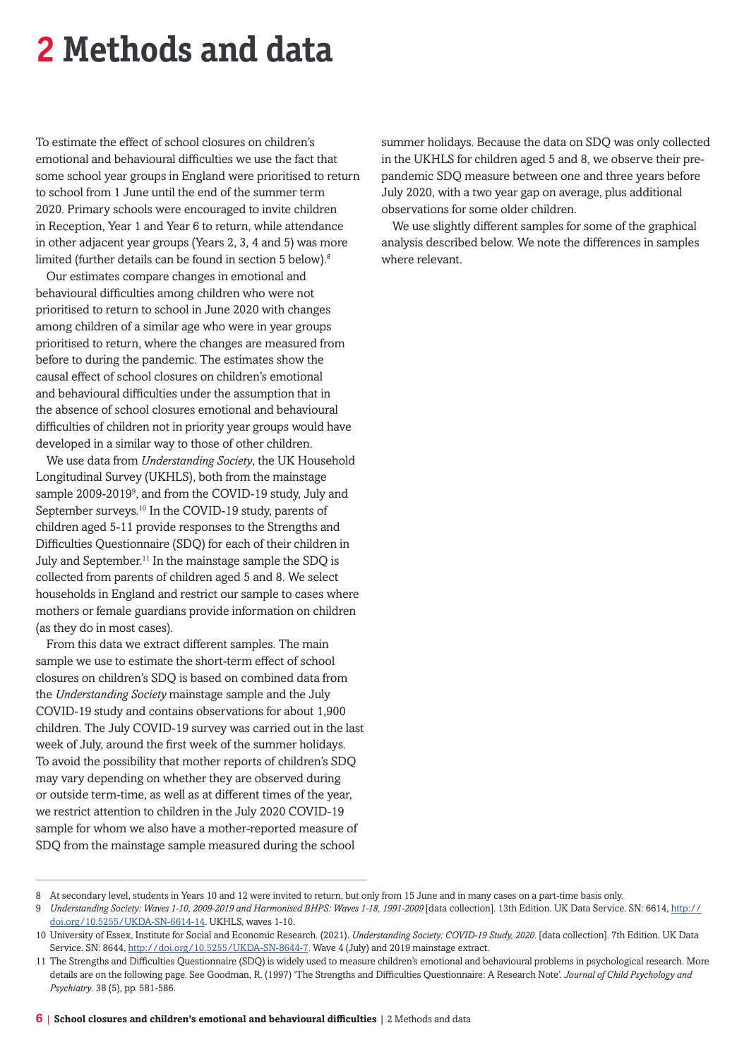# 2 Methods and data

To estimate the effect of school closures on children's emotional and behavioural difficulties we use the fact that some school year groups in England were prioritised to return to school from 1 June until the end of the summer term 2020. Primary schools were encouraged to invite children in Reception, Year 1 and Year 6 to return, while attendance in other adjacent year groups (Years 2, 3, 4 and 5) was more limited (further details can be found in section 5 below).[8]

Our estimates compare changes in emotional and behavioural difficulties among children who were not prioritised to return to school in June 2020 with changes among children of a similar age who were in year groups prioritised to return, where the changes are measured from before to during the pandemic. The estimates show the causal effect of school closures on children's emotional and behavioural difficulties under the assumption that in the absence of school closures emotional and behavioural difficulties of children not in priority year groups would have developed in a similar way to those of other children.

We use data from *Understanding Society*, the UK Household Longitudinal Survey (UKHLS), both from the mainstage sample 2009-2019[9], and from the COVID-19 study, July and September surveys.[10] In the COVID-19 study, parents of children aged 5-11 provide responses to the Strengths and Difficulties Questionnaire (SDQ) for each of their children in July and September.[11] In the mainstage sample the SDQ is collected from parents of children aged 5 and 8. We select households in England and restrict our sample to cases where mothers or female guardians provide information on children (as they do in most cases).

From this data we extract different samples. The main sample we use to estimate the short-term effect of school closures on children's SDQ is based on combined data from the *Understanding Society* mainstage sample and the July COVID-19 study and contains observations for about 1,900 children. The July COVID-19 survey was carried out in the last week of July, around the first week of the summer holidays. To avoid the possibility that mother reports of children's SDQ may vary depending on whether they are observed during or outside term-time, as well as at different times of the year, we restrict attention to children in the July 2020 COVID-19 sample for whom we also have a mother-reported measure of SDQ from the mainstage sample measured during the school summer holidays. Because the data on SDQ was only collected in the UKHLS for children aged 5 and 8, we observe their pre-pandemic SDQ measure between one and three years before July 2020, with a two year gap on average, plus additional observations for some older children.

We use slightly different samples for some of the graphical analysis described below. We note the differences in samples where relevant.

---

8 At secondary level, students in Years 10 and 12 were invited to return, but only from 15 June and in many cases on a part-time basis only.

9 *Understanding Society: Waves 1-10, 2009-2019 and Harmonised BHPS: Waves 1-18, 1991-2009* [data collection]. 13th Edition. UK Data Service. SN: 6614, http://doi.org/10.5255/UKDA-SN-6614-14. UKHLS, waves 1-10.

10 University of Essex, Institute for Social and Economic Research. (2021). *Understanding Society: COVID-19 Study, 2020.* [data collection]. 7th Edition. UK Data Service. SN: 8644, http://doi.org/10.5255/UKDA-SN-8644-7. Wave 4 (July) and 2019 mainstage extract.

11 The Strengths and Difficulties Questionnaire (SDQ) is widely used to measure children's emotional and behavioural problems in psychological research. More details are on the following page. See Goodman, R. (1997) 'The Strengths and Difficulties Questionnaire: A Research Note'. *Journal of Child Psychology and Psychiatry*. 38 (5), pp. 581-586.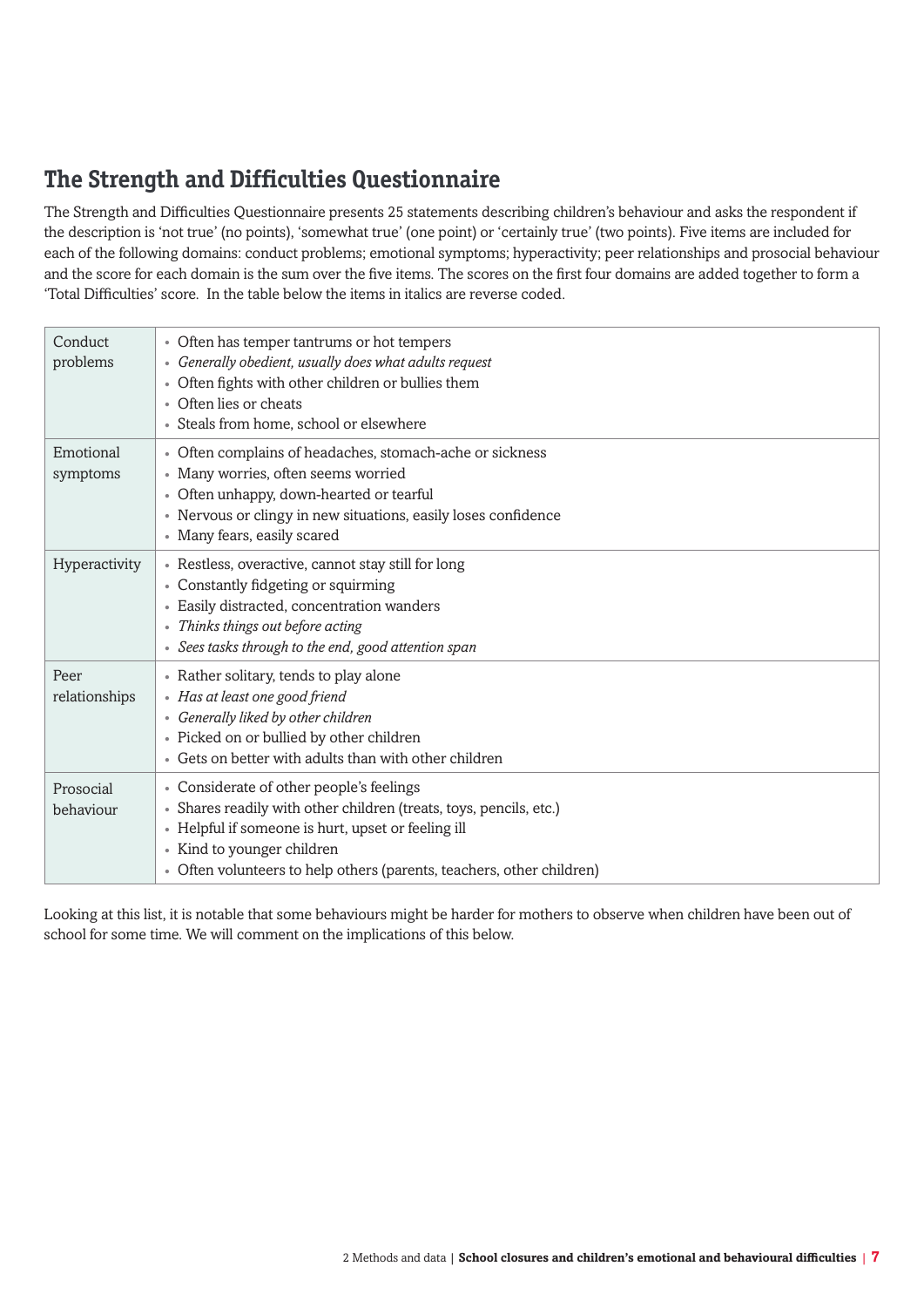## The Strength and Difficulties Questionnaire

The Strength and Difficulties Questionnaire presents 25 statements describing children's behaviour and asks the respondent if the description is 'not true' (no points), 'somewhat true' (one point) or 'certainly true' (two points). Five items are included for each of the following domains: conduct problems; emotional symptoms; hyperactivity; peer relationships and prosocial behaviour and the score for each domain is the sum over the five items. The scores on the first four domains are added together to form a 'Total Difficulties' score. In the table below the items in italics are reverse coded.

| Domain | Items |
| --- | --- |
| Conduct problems | • Often has temper tantrums or hot tempers<br>• *Generally obedient, usually does what adults request*<br>• Often fights with other children or bullies them<br>• Often lies or cheats<br>• Steals from home, school or elsewhere |
| Emotional symptoms | • Often complains of headaches, stomach-ache or sickness<br>• Many worries, often seems worried<br>• Often unhappy, down-hearted or tearful<br>• Nervous or clingy in new situations, easily loses confidence<br>• Many fears, easily scared |
| Hyperactivity | • Restless, overactive, cannot stay still for long<br>• Constantly fidgeting or squirming<br>• Easily distracted, concentration wanders<br>• *Thinks things out before acting*<br>• *Sees tasks through to the end, good attention span* |
| Peer relationships | • Rather solitary, tends to play alone<br>• *Has at least one good friend*<br>• *Generally liked by other children*<br>• Picked on or bullied by other children<br>• Gets on better with adults than with other children |
| Prosocial behaviour | • Considerate of other people's feelings<br>• Shares readily with other children (treats, toys, pencils, etc.)<br>• Helpful if someone is hurt, upset or feeling ill<br>• Kind to younger children<br>• Often volunteers to help others (parents, teachers, other children) |

Looking at this list, it is notable that some behaviours might be harder for mothers to observe when children have been out of school for some time. We will comment on the implications of this below.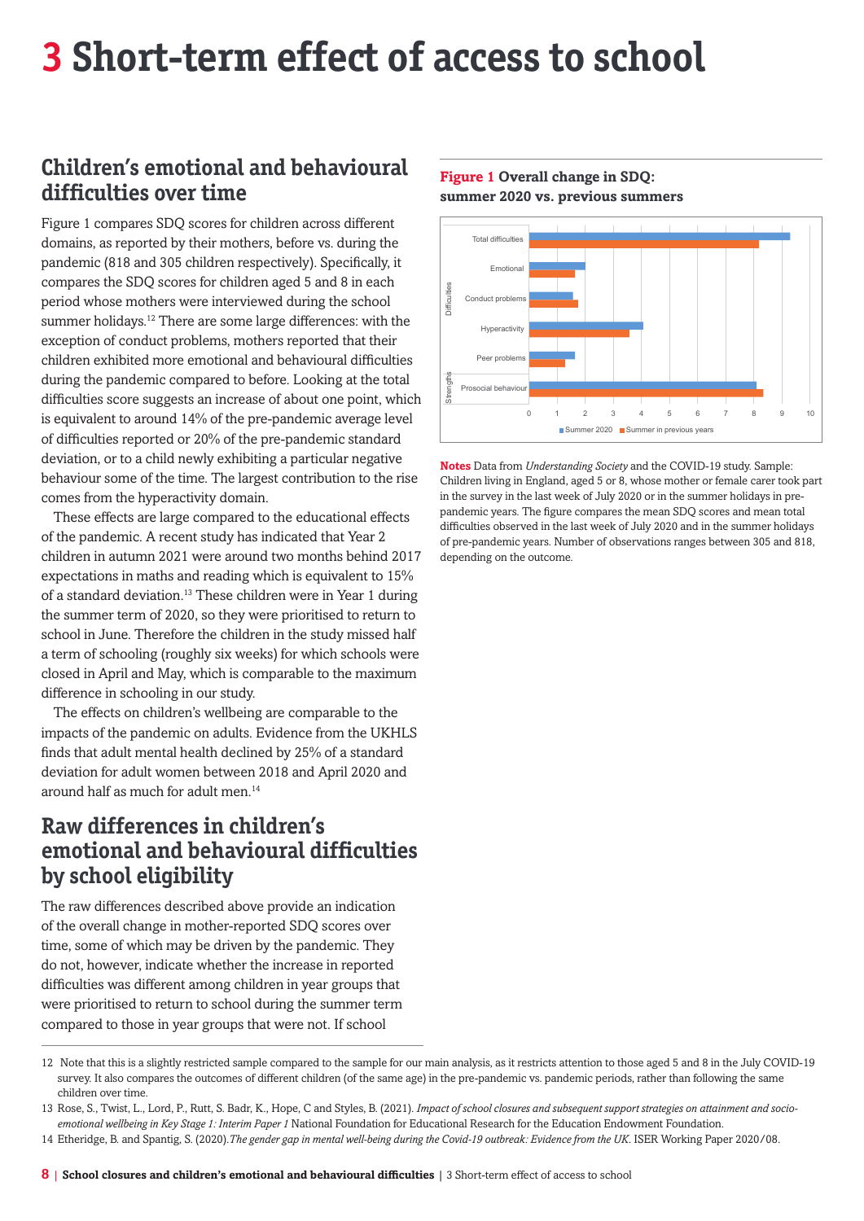# 3 Short-term effect of access to school

## Children's emotional and behavioural difficulties over time

Figure 1 compares SDQ scores for children across different domains, as reported by their mothers, before vs. during the pandemic (818 and 305 children respectively). Specifically, it compares the SDQ scores for children aged 5 and 8 in each period whose mothers were interviewed during the school summer holidays.[12] There are some large differences: with the exception of conduct problems, mothers reported that their children exhibited more emotional and behavioural difficulties during the pandemic compared to before. Looking at the total difficulties score suggests an increase of about one point, which is equivalent to around 14% of the pre-pandemic average level of difficulties reported or 20% of the pre-pandemic standard deviation, or to a child newly exhibiting a particular negative behaviour some of the time. The largest contribution to the rise comes from the hyperactivity domain.

These effects are large compared to the educational effects of the pandemic. A recent study has indicated that Year 2 children in autumn 2021 were around two months behind 2017 expectations in maths and reading which is equivalent to 15% of a standard deviation.[13] These children were in Year 1 during the summer term of 2020, so they were prioritised to return to school in June. Therefore the children in the study missed half a term of schooling (roughly six weeks) for which schools were closed in April and May, which is comparable to the maximum difference in schooling in our study.

The effects on children's wellbeing are comparable to the impacts of the pandemic on adults. Evidence from the UKHLS finds that adult mental health declined by 25% of a standard deviation for adult women between 2018 and April 2020 and around half as much for adult men.[14]

## Raw differences in children's emotional and behavioural difficulties by school eligibility

The raw differences described above provide an indication of the overall change in mother-reported SDQ scores over time, some of which may be driven by the pandemic. They do not, however, indicate whether the increase in reported difficulties was different among children in year groups that were prioritised to return to school during the summer term compared to those in year groups that were not. If school

**Figure 1 Overall change in SDQ: summer 2020 vs. previous summers**

**Notes** Data from *Understanding Society* and the COVID-19 study. Sample: Children living in England, aged 5 or 8, whose mother or female carer took part in the survey in the last week of July 2020 or in the summer holidays in pre-pandemic years. The figure compares the mean SDQ scores and mean total difficulties observed in the last week of July 2020 and in the summer holidays of pre-pandemic years. Number of observations ranges between 305 and 818, depending on the outcome.

---

12 Note that this is a slightly restricted sample compared to the sample for our main analysis, as it restricts attention to those aged 5 and 8 in the July COVID-19 survey. It also compares the outcomes of different children (of the same age) in the pre-pandemic vs. pandemic periods, rather than following the same children over time.

13 Rose, S., Twist, L., Lord, P., Rutt, S. Badr, K., Hope, C and Styles, B. (2021). *Impact of school closures and subsequent support strategies on attainment and socio-emotional wellbeing in Key Stage 1: Interim Paper 1* National Foundation for Educational Research for the Education Endowment Foundation.

14 Etheridge, B. and Spantig, S. (2020). *The gender gap in mental well-being during the Covid-19 outbreak: Evidence from the UK*. ISER Working Paper 2020/08.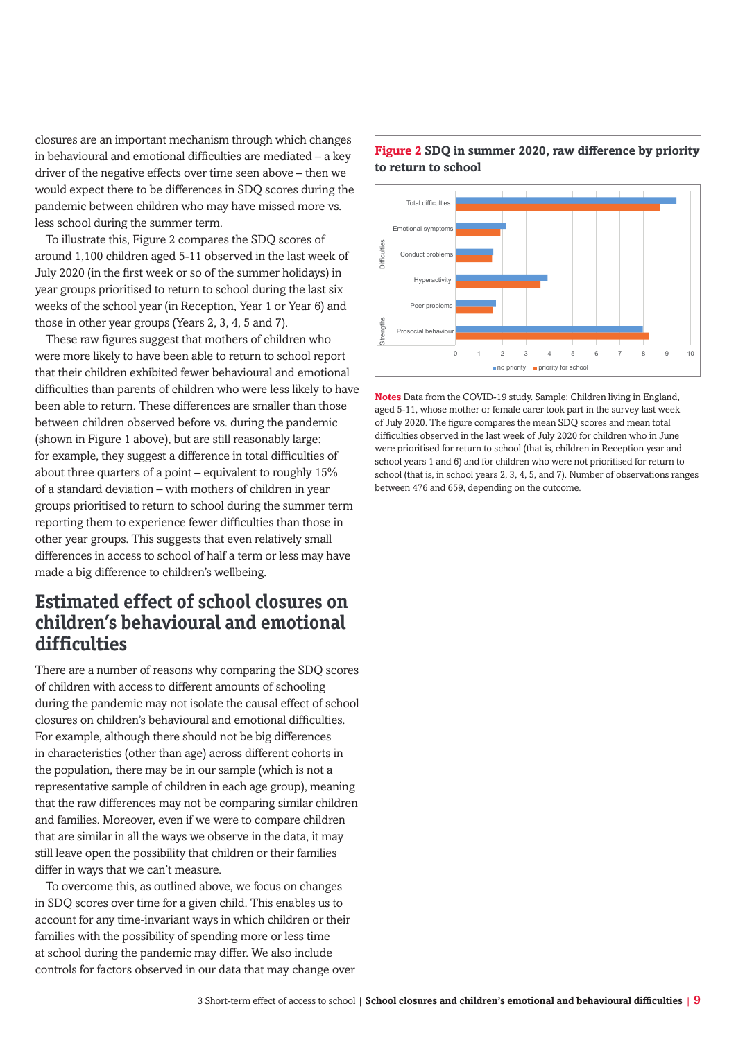closures are an important mechanism through which changes in behavioural and emotional difficulties are mediated – a key driver of the negative effects over time seen above – then we would expect there to be differences in SDQ scores during the pandemic between children who may have missed more vs. less school during the summer term.

To illustrate this, Figure 2 compares the SDQ scores of around 1,100 children aged 5-11 observed in the last week of July 2020 (in the first week or so of the summer holidays) in year groups prioritised to return to school during the last six weeks of the school year (in Reception, Year 1 or Year 6) and those in other year groups (Years 2, 3, 4, 5 and 7).

These raw figures suggest that mothers of children who were more likely to have been able to return to school report that their children exhibited fewer behavioural and emotional difficulties than parents of children who were less likely to have been able to return. These differences are smaller than those between children observed before vs. during the pandemic (shown in Figure 1 above), but are still reasonably large: for example, they suggest a difference in total difficulties of about three quarters of a point – equivalent to roughly 15% of a standard deviation – with mothers of children in year groups prioritised to return to school during the summer term reporting them to experience fewer difficulties than those in other year groups. This suggests that even relatively small differences in access to school of half a term or less may have made a big difference to children's wellbeing.

**Figure 2** SDQ in summer 2020, raw difference by priority to return to school

**Notes** Data from the COVID-19 study. Sample: Children living in England, aged 5-11, whose mother or female carer took part in the survey last week of July 2020. The figure compares the mean SDQ scores and mean total difficulties observed in the last week of July 2020 for children who in June were prioritised for return to school (that is, children in Reception year and school years 1 and 6) and for children who were not prioritised for return to school (that is, in school years 2, 3, 4, 5, and 7). Number of observations ranges between 476 and 659, depending on the outcome.

## Estimated effect of school closures on children's behavioural and emotional difficulties

There are a number of reasons why comparing the SDQ scores of children with access to different amounts of schooling during the pandemic may not isolate the causal effect of school closures on children's behavioural and emotional difficulties. For example, although there should not be big differences in characteristics (other than age) across different cohorts in the population, there may be in our sample (which is not a representative sample of children in each age group), meaning that the raw differences may not be comparing similar children and families. Moreover, even if we were to compare children that are similar in all the ways we observe in the data, it may still leave open the possibility that children or their families differ in ways that we can't measure.

To overcome this, as outlined above, we focus on changes in SDQ scores over time for a given child. This enables us to account for any time-invariant ways in which children or their families with the possibility of spending more or less time at school during the pandemic may differ. We also include controls for factors observed in our data that may change over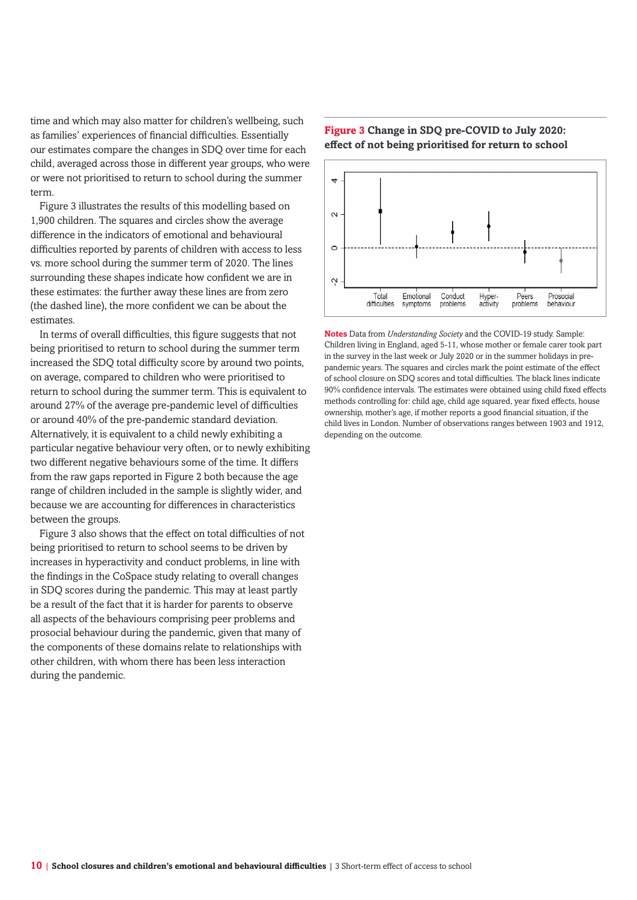time and which may also matter for children's wellbeing, such as families' experiences of financial difficulties. Essentially our estimates compare the changes in SDQ over time for each child, averaged across those in different year groups, who were or were not prioritised to return to school during the summer term.

Figure 3 illustrates the results of this modelling based on 1,900 children. The squares and circles show the average difference in the indicators of emotional and behavioural difficulties reported by parents of children with access to less vs. more school during the summer term of 2020. The lines surrounding these shapes indicate how confident we are in these estimates: the further away these lines are from zero (the dashed line), the more confident we can be about the estimates.

In terms of overall difficulties, this figure suggests that not being prioritised to return to school during the summer term increased the SDQ total difficulty score by around two points, on average, compared to children who were prioritised to return to school during the summer term. This is equivalent to around 27% of the average pre-pandemic level of difficulties or around 40% of the pre-pandemic standard deviation. Alternatively, it is equivalent to a child newly exhibiting a particular negative behaviour very often, or to newly exhibiting two different negative behaviours some of the time. It differs from the raw gaps reported in Figure 2 both because the age range of children included in the sample is slightly wider, and because we are accounting for differences in characteristics between the groups.

Figure 3 also shows that the effect on total difficulties of not being prioritised to return to school seems to be driven by increases in hyperactivity and conduct problems, in line with the findings in the CoSpace study relating to overall changes in SDQ scores during the pandemic. This may at least partly be a result of the fact that it is harder for parents to observe all aspects of the behaviours comprising peer problems and prosocial behaviour during the pandemic, given that many of the components of these domains relate to relationships with other children, with whom there has been less interaction during the pandemic.

**Figure 3 Change in SDQ pre-COVID to July 2020: effect of not being prioritised for return to school**

**Notes** Data from *Understanding Society* and the COVID-19 study. Sample: Children living in England, aged 5-11, whose mother or female carer took part in the survey in the last week or July 2020 or in the summer holidays in pre-pandemic years. The squares and circles mark the point estimate of the effect of school closure on SDQ scores and total difficulties. The black lines indicate 90% confidence intervals. The estimates were obtained using child fixed effects methods controlling for: child age, child age squared, year fixed effects, house ownership, mother's age, if mother reports a good financial situation, if the child lives in London. Number of observations ranges between 1903 and 1912, depending on the outcome.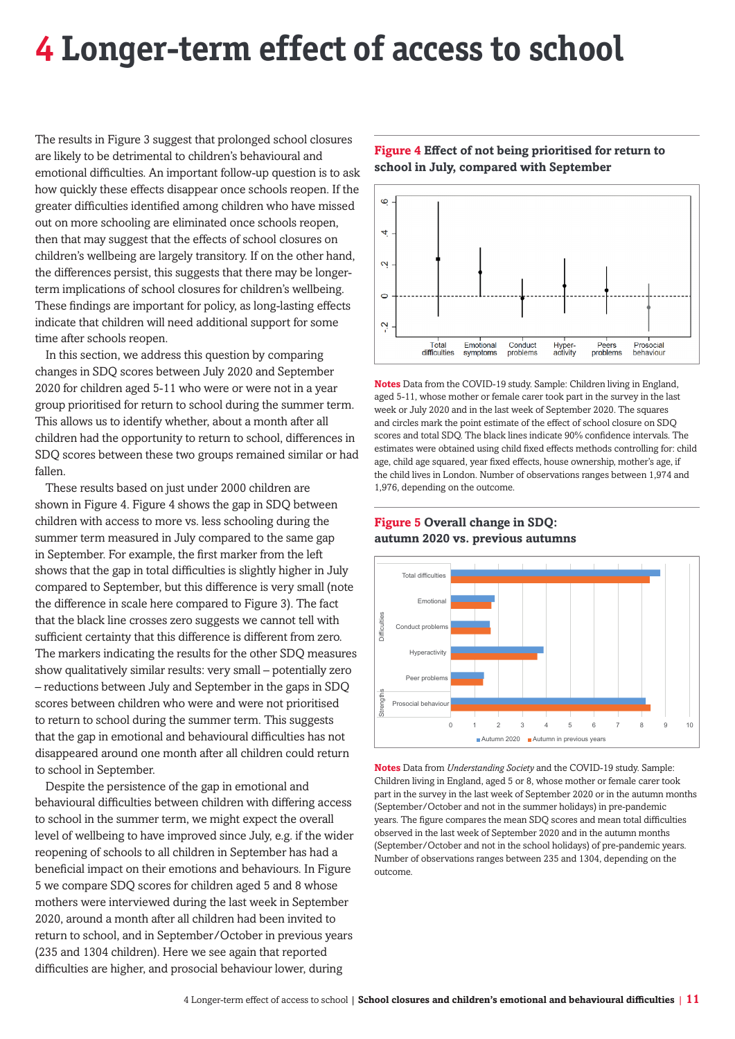# 4 Longer-term effect of access to school

The results in Figure 3 suggest that prolonged school closures are likely to be detrimental to children's behavioural and emotional difficulties. An important follow-up question is to ask how quickly these effects disappear once schools reopen. If the greater difficulties identified among children who have missed out on more schooling are eliminated once schools reopen, then that may suggest that the effects of school closures on children's wellbeing are largely transitory. If on the other hand, the differences persist, this suggests that there may be longer-term implications of school closures for children's wellbeing. These findings are important for policy, as long-lasting effects indicate that children will need additional support for some time after schools reopen.

In this section, we address this question by comparing changes in SDQ scores between July 2020 and September 2020 for children aged 5-11 who were or were not in a year group prioritised for return to school during the summer term. This allows us to identify whether, about a month after all children had the opportunity to return to school, differences in SDQ scores between these two groups remained similar or had fallen.

These results based on just under 2000 children are shown in Figure 4. Figure 4 shows the gap in SDQ between children with access to more vs. less schooling during the summer term measured in July compared to the same gap in September. For example, the first marker from the left shows that the gap in total difficulties is slightly higher in July compared to September, but this difference is very small (note the difference in scale here compared to Figure 3). The fact that the black line crosses zero suggests we cannot tell with sufficient certainty that this difference is different from zero. The markers indicating the results for the other SDQ measures show qualitatively similar results: very small – potentially zero – reductions between July and September in the gaps in SDQ scores between children who were and were not prioritised to return to school during the summer term. This suggests that the gap in emotional and behavioural difficulties has not disappeared around one month after all children could return to school in September.

Despite the persistence of the gap in emotional and behavioural difficulties between children with differing access to school in the summer term, we might expect the overall level of wellbeing to have improved since July, e.g. if the wider reopening of schools to all children in September has had a beneficial impact on their emotions and behaviours. In Figure 5 we compare SDQ scores for children aged 5 and 8 whose mothers were interviewed during the last week in September 2020, around a month after all children had been invited to return to school, and in September/October in previous years (235 and 1304 children). Here we see again that reported difficulties are higher, and prosocial behaviour lower, during

**Figure 4** **Effect of not being prioritised for return to school in July, compared with September**

**Notes** Data from the COVID-19 study. Sample: Children living in England, aged 5-11, whose mother or female carer took part in the survey in the last week or July 2020 and in the last week of September 2020. The squares and circles mark the point estimate of the effect of school closure on SDQ scores and total SDQ. The black lines indicate 90% confidence intervals. The estimates were obtained using child fixed effects methods controlling for: child age, child age squared, year fixed effects, house ownership, mother's age, if the child lives in London. Number of observations ranges between 1,974 and 1,976, depending on the outcome.

**Figure 5** **Overall change in SDQ: autumn 2020 vs. previous autumns**

**Notes** Data from *Understanding Society* and the COVID-19 study. Sample: Children living in England, aged 5 or 8, whose mother or female carer took part in the survey in the last week of September 2020 or in the autumn months (September/October and not in the summer holidays) in pre-pandemic years. The figure compares the mean SDQ scores and mean total difficulties observed in the last week of September 2020 and in the autumn months (September/October and not in the school holidays) of pre-pandemic years. Number of observations ranges between 235 and 1304, depending on the outcome.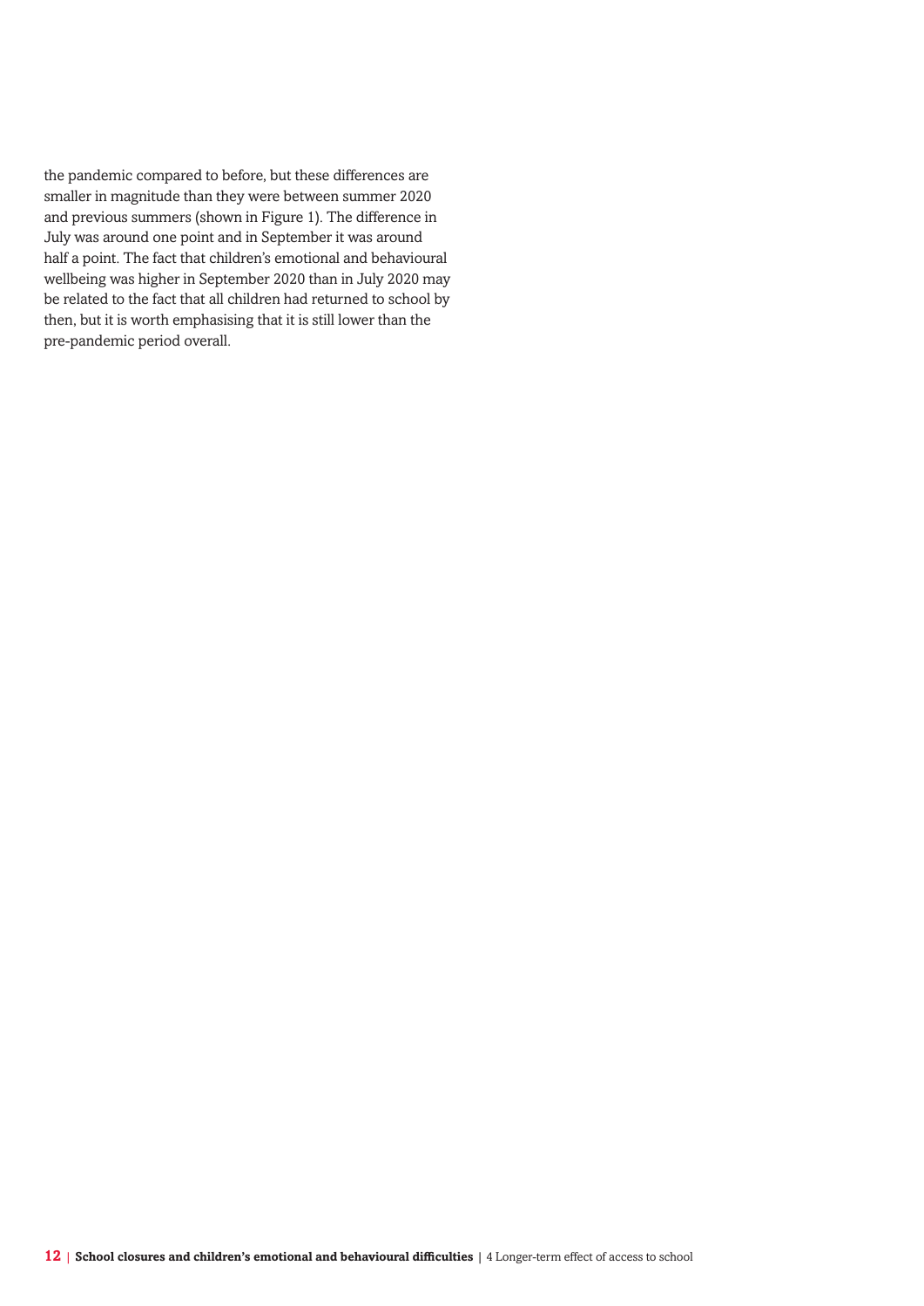the pandemic compared to before, but these differences are smaller in magnitude than they were between summer 2020 and previous summers (shown in Figure 1). The difference in July was around one point and in September it was around half a point. The fact that children's emotional and behavioural wellbeing was higher in September 2020 than in July 2020 may be related to the fact that all children had returned to school by then, but it is worth emphasising that it is still lower than the pre-pandemic period overall.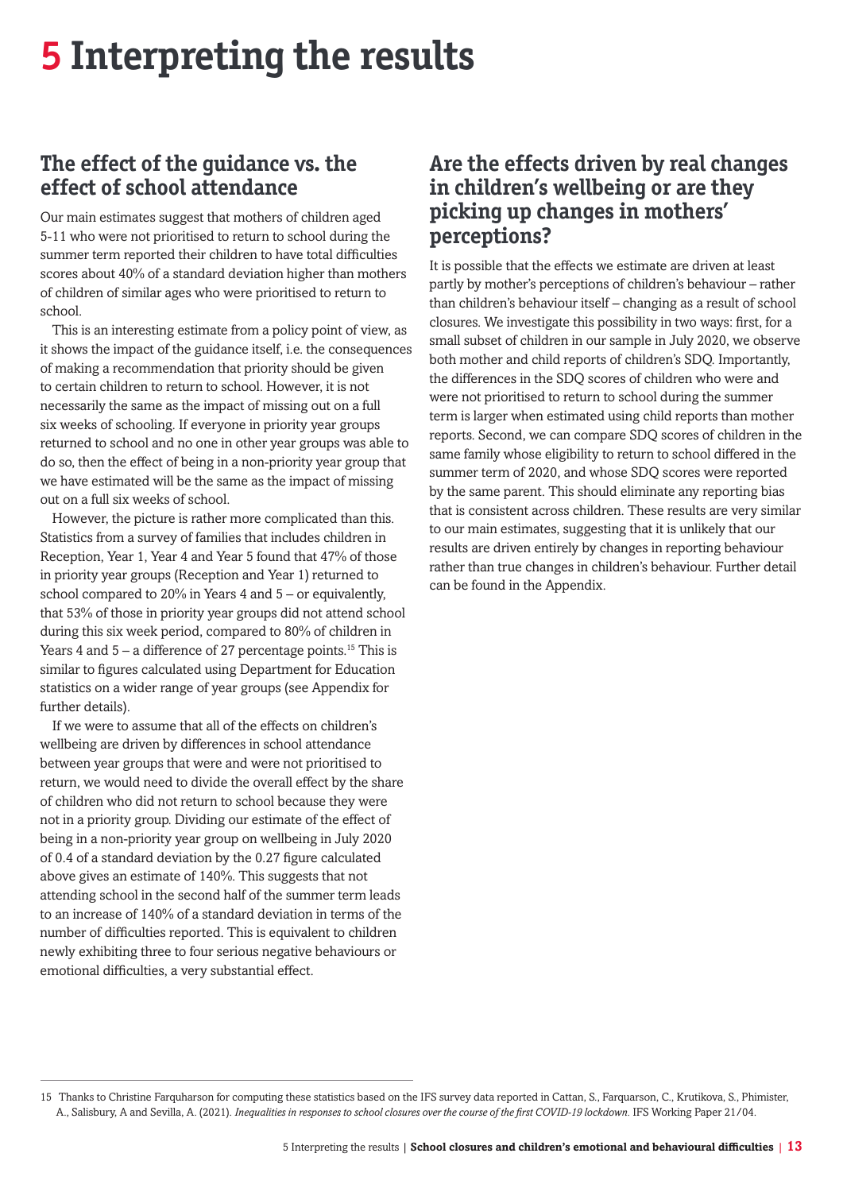# 5 Interpreting the results

## The effect of the guidance vs. the effect of school attendance

Our main estimates suggest that mothers of children aged 5-11 who were not prioritised to return to school during the summer term reported their children to have total difficulties scores about 40% of a standard deviation higher than mothers of children of similar ages who were prioritised to return to school.

This is an interesting estimate from a policy point of view, as it shows the impact of the guidance itself, i.e. the consequences of making a recommendation that priority should be given to certain children to return to school. However, it is not necessarily the same as the impact of missing out on a full six weeks of schooling. If everyone in priority year groups returned to school and no one in other year groups was able to do so, then the effect of being in a non-priority year group that we have estimated will be the same as the impact of missing out on a full six weeks of school.

However, the picture is rather more complicated than this. Statistics from a survey of families that includes children in Reception, Year 1, Year 4 and Year 5 found that 47% of those in priority year groups (Reception and Year 1) returned to school compared to 20% in Years 4 and 5 – or equivalently, that 53% of those in priority year groups did not attend school during this six week period, compared to 80% of children in Years 4 and 5 – a difference of 27 percentage points.[15] This is similar to figures calculated using Department for Education statistics on a wider range of year groups (see Appendix for further details).

If we were to assume that all of the effects on children's wellbeing are driven by differences in school attendance between year groups that were and were not prioritised to return, we would need to divide the overall effect by the share of children who did not return to school because they were not in a priority group. Dividing our estimate of the effect of being in a non-priority year group on wellbeing in July 2020 of 0.4 of a standard deviation by the 0.27 figure calculated above gives an estimate of 140%. This suggests that not attending school in the second half of the summer term leads to an increase of 140% of a standard deviation in terms of the number of difficulties reported. This is equivalent to children newly exhibiting three to four serious negative behaviours or emotional difficulties, a very substantial effect.

## Are the effects driven by real changes in children's wellbeing or are they picking up changes in mothers' perceptions?

It is possible that the effects we estimate are driven at least partly by mother's perceptions of children's behaviour – rather than children's behaviour itself – changing as a result of school closures. We investigate this possibility in two ways: first, for a small subset of children in our sample in July 2020, we observe both mother and child reports of children's SDQ. Importantly, the differences in the SDQ scores of children who were and were not prioritised to return to school during the summer term is larger when estimated using child reports than mother reports. Second, we can compare SDQ scores of children in the same family whose eligibility to return to school differed in the summer term of 2020, and whose SDQ scores were reported by the same parent. This should eliminate any reporting bias that is consistent across children. These results are very similar to our main estimates, suggesting that it is unlikely that our results are driven entirely by changes in reporting behaviour rather than true changes in children's behaviour. Further detail can be found in the Appendix.

---

15 Thanks to Christine Farquharson for computing these statistics based on the IFS survey data reported in Cattan, S., Farquarson, C., Krutikova, S., Phimister, A., Salisbury, A and Sevilla, A. (2021). *Inequalities in responses to school closures over the course of the first COVID-19 lockdown.* IFS Working Paper 21/04.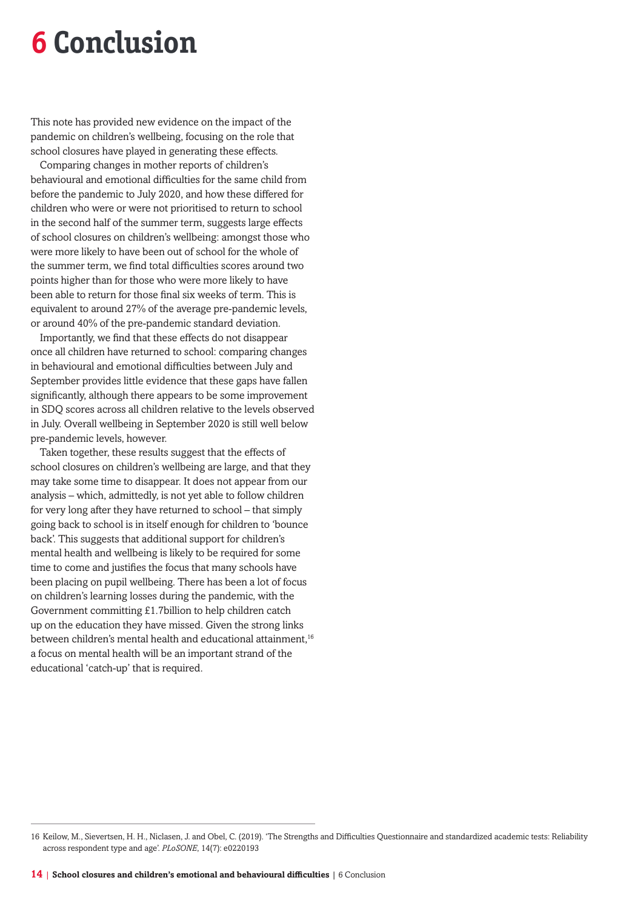# 6 Conclusion

This note has provided new evidence on the impact of the pandemic on children's wellbeing, focusing on the role that school closures have played in generating these effects.

Comparing changes in mother reports of children's behavioural and emotional difficulties for the same child from before the pandemic to July 2020, and how these differed for children who were or were not prioritised to return to school in the second half of the summer term, suggests large effects of school closures on children's wellbeing: amongst those who were more likely to have been out of school for the whole of the summer term, we find total difficulties scores around two points higher than for those who were more likely to have been able to return for those final six weeks of term. This is equivalent to around 27% of the average pre-pandemic levels, or around 40% of the pre-pandemic standard deviation.

Importantly, we find that these effects do not disappear once all children have returned to school: comparing changes in behavioural and emotional difficulties between July and September provides little evidence that these gaps have fallen significantly, although there appears to be some improvement in SDQ scores across all children relative to the levels observed in July. Overall wellbeing in September 2020 is still well below pre-pandemic levels, however.

Taken together, these results suggest that the effects of school closures on children's wellbeing are large, and that they may take some time to disappear. It does not appear from our analysis – which, admittedly, is not yet able to follow children for very long after they have returned to school – that simply going back to school is in itself enough for children to 'bounce back'. This suggests that additional support for children's mental health and wellbeing is likely to be required for some time to come and justifies the focus that many schools have been placing on pupil wellbeing. There has been a lot of focus on children's learning losses during the pandemic, with the Government committing £1.7billion to help children catch up on the education they have missed. Given the strong links between children's mental health and educational attainment,[16] a focus on mental health will be an important strand of the educational 'catch-up' that is required.

16 Keilow, M., Sievertsen, H. H., Niclasen, J. and Obel, C. (2019). 'The Strengths and Difficulties Questionnaire and standardized academic tests: Reliability across respondent type and age'. *PLoSONE*, 14(7): e0220193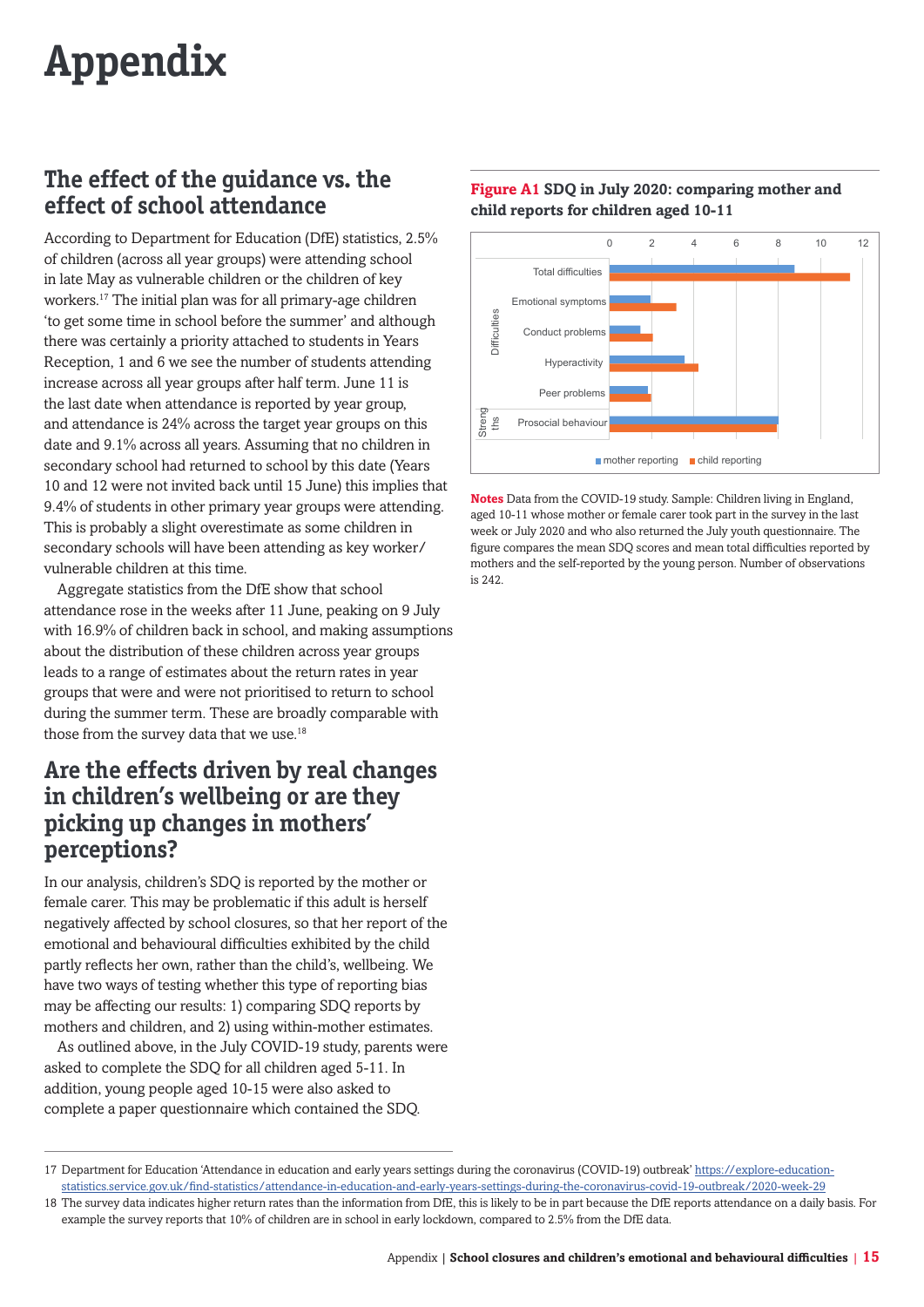# Appendix

## The effect of the guidance vs. the effect of school attendance

According to Department for Education (DfE) statistics, 2.5% of children (across all year groups) were attending school in late May as vulnerable children or the children of key workers.[17] The initial plan was for all primary-age children 'to get some time in school before the summer' and although there was certainly a priority attached to students in Years Reception, 1 and 6 we see the number of students attending increase across all year groups after half term. June 11 is the last date when attendance is reported by year group, and attendance is 24% across the target year groups on this date and 9.1% across all years. Assuming that no children in secondary school had returned to school by this date (Years 10 and 12 were not invited back until 15 June) this implies that 9.4% of students in other primary year groups were attending. This is probably a slight overestimate as some children in secondary schools will have been attending as key worker/vulnerable children at this time.

Aggregate statistics from the DfE show that school attendance rose in the weeks after 11 June, peaking on 9 July with 16.9% of children back in school, and making assumptions about the distribution of these children across year groups leads to a range of estimates about the return rates in year groups that were and were not prioritised to return to school during the summer term. These are broadly comparable with those from the survey data that we use.[18]

## Are the effects driven by real changes in children's wellbeing or are they picking up changes in mothers' perceptions?

In our analysis, children's SDQ is reported by the mother or female carer. This may be problematic if this adult is herself negatively affected by school closures, so that her report of the emotional and behavioural difficulties exhibited by the child partly reflects her own, rather than the child's, wellbeing. We have two ways of testing whether this type of reporting bias may be affecting our results: 1) comparing SDQ reports by mothers and children, and 2) using within-mother estimates.

As outlined above, in the July COVID-19 study, parents were asked to complete the SDQ for all children aged 5-11. In addition, young people aged 10-15 were also asked to complete a paper questionnaire which contained the SDQ.

**Figure A1 SDQ in July 2020: comparing mother and child reports for children aged 10-11**

| | | mother reporting | child reporting |
|---|---|---|---|
| Difficulties | Total difficulties | ~8.7 | ~11.3 |
| | Emotional symptoms | ~1.9 | ~3.1 |
| | Conduct problems | ~1.4 | ~2.0 |
| | Hyperactivity | ~3.5 | ~4.2 |
| | Peer problems | ~1.8 | ~1.9 |
| Strengths | Prosocial behaviour | ~8.0 | ~7.9 |

**Notes** Data from the COVID-19 study. Sample: Children living in England, aged 10-11 whose mother or female carer took part in the survey in the last week or July 2020 and who also returned the July youth questionnaire. The figure compares the mean SDQ scores and mean total difficulties reported by mothers and the self-reported by the young person. Number of observations is 242.

---

17 Department for Education 'Attendance in education and early years settings during the coronavirus (COVID-19) outbreak' https://explore-education-statistics.service.gov.uk/find-statistics/attendance-in-education-and-early-years-settings-during-the-coronavirus-covid-19-outbreak/2020-week-29

18 The survey data indicates higher return rates than the information from DfE, this is likely to be in part because the DfE reports attendance on a daily basis. For example the survey reports that 10% of children are in school in early lockdown, compared to 2.5% from the DfE data.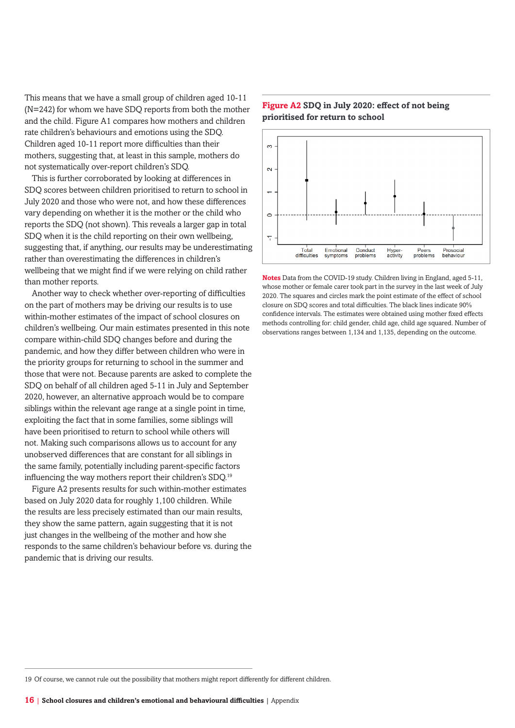This means that we have a small group of children aged 10-11 (N=242) for whom we have SDQ reports from both the mother and the child. Figure A1 compares how mothers and children rate children's behaviours and emotions using the SDQ. Children aged 10-11 report more difficulties than their mothers, suggesting that, at least in this sample, mothers do not systematically over-report children's SDQ.

This is further corroborated by looking at differences in SDQ scores between children prioritised to return to school in July 2020 and those who were not, and how these differences vary depending on whether it is the mother or the child who reports the SDQ (not shown). This reveals a larger gap in total SDQ when it is the child reporting on their own wellbeing, suggesting that, if anything, our results may be underestimating rather than overestimating the differences in children's wellbeing that we might find if we were relying on child rather than mother reports.

Another way to check whether over-reporting of difficulties on the part of mothers may be driving our results is to use within-mother estimates of the impact of school closures on children's wellbeing. Our main estimates presented in this note compare within-child SDQ changes before and during the pandemic, and how they differ between children who were in the priority groups for returning to school in the summer and those that were not. Because parents are asked to complete the SDQ on behalf of all children aged 5-11 in July and September 2020, however, an alternative approach would be to compare siblings within the relevant age range at a single point in time, exploiting the fact that in some families, some siblings will have been prioritised to return to school while others will not. Making such comparisons allows us to account for any unobserved differences that are constant for all siblings in the same family, potentially including parent-specific factors influencing the way mothers report their children's SDQ.[19]

Figure A2 presents results for such within-mother estimates based on July 2020 data for roughly 1,100 children. While the results are less precisely estimated than our main results, they show the same pattern, again suggesting that it is not just changes in the wellbeing of the mother and how she responds to the same children's behaviour before vs. during the pandemic that is driving our results.

**Figure A2** SDQ in July 2020: effect of not being prioritised for return to school

**Notes** Data from the COVID-19 study. Children living in England, aged 5-11, whose mother or female carer took part in the survey in the last week of July 2020. The squares and circles mark the point estimate of the effect of school closure on SDQ scores and total difficulties. The black lines indicate 90% confidence intervals. The estimates were obtained using mother fixed effects methods controlling for: child gender, child age, child age squared. Number of observations ranges between 1,134 and 1,135, depending on the outcome.

19 Of course, we cannot rule out the possibility that mothers might report differently for different children.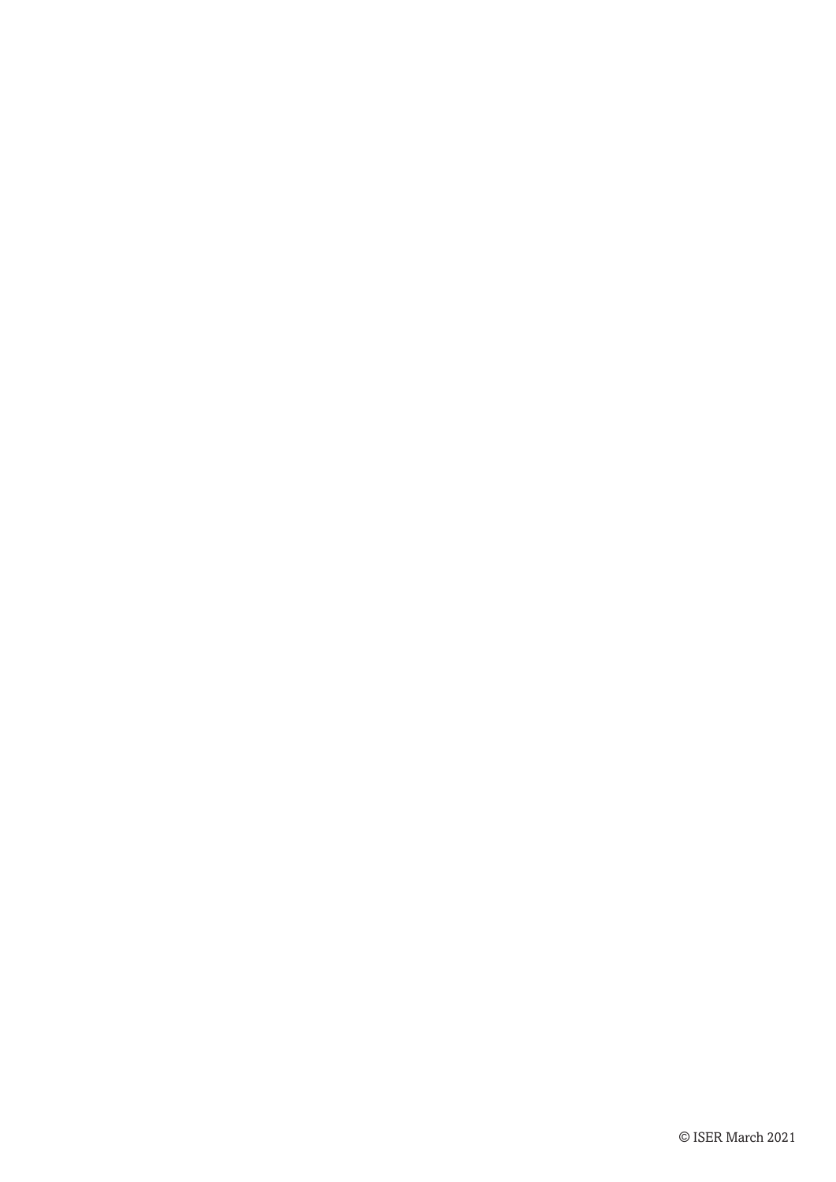© ISER March 2021